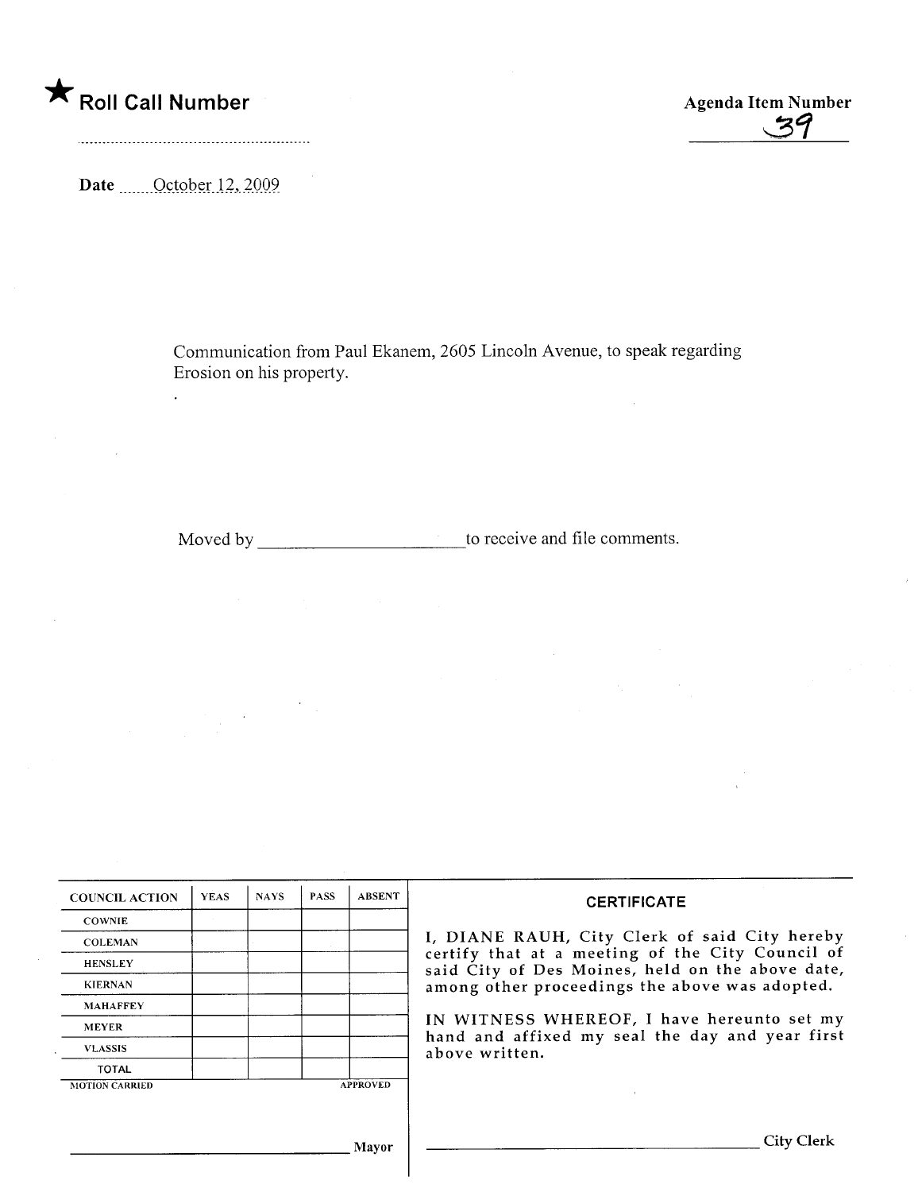★ **Roll Call Number**

..........................................................

**Agenda Item Number**

39

**Date** October 12, 2009

Communication from Paul Ekanem, 2605 Lincoln Avenue, to speak regarding Erosion on his property.

Moved by ______________________ to receive and file comments.

| COUNCIL ACTION | YEAS | NAYS | PASS | ABSENT |
| --- | --- | --- | --- | --- |
| COWNIE | | | | |
| COLEMAN | | | | |
| HENSLEY | | | | |
| KIERNAN | | | | |
| MAHAFFEY | | | | |
| MEYER | | | | |
| VLASSIS | | | | |
| TOTAL | | | | |

MOTION CARRIED APPROVED

______________________________ Mayor

**CERTIFICATE**

I, DIANE RAUH, City Clerk of said City hereby certify that at a meeting of the City Council of said City of Des Moines, held on the above date, among other proceedings the above was adopted.

IN WITNESS WHEREOF, I have hereunto set my hand and affixed my seal the day and year first above written.

______________________________ City Clerk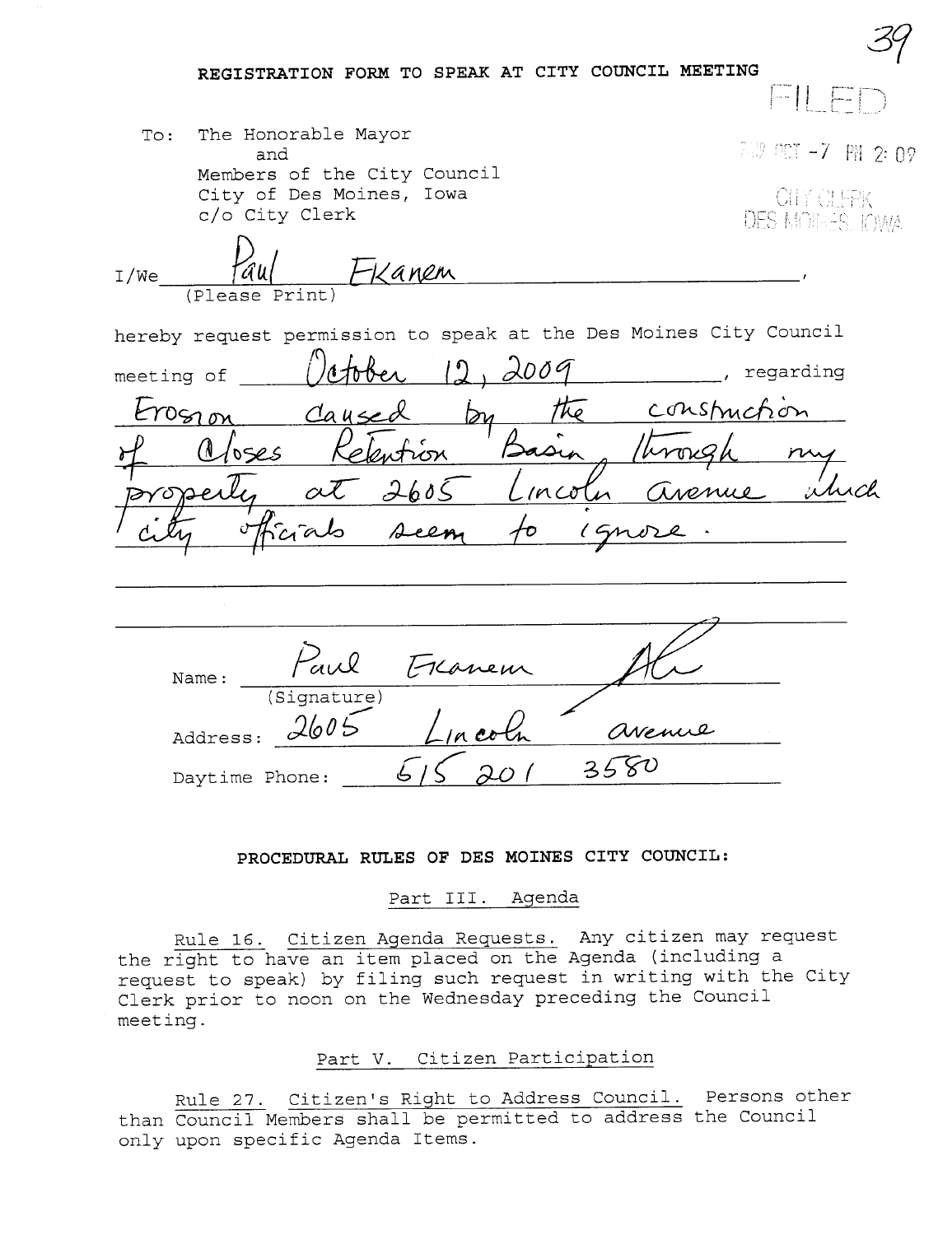39

**REGISTRATION FORM TO SPEAK AT CITY COUNCIL MEETING**

FILED

2009 OCT -7 PM 2:09

CITY CLERK
DES MOINES, IOWA

To: The Honorable Mayor
and
Members of the City Council
City of Des Moines, Iowa
c/o City Clerk

I/We Paul Ekanem,
(Please Print)

hereby request permission to speak at the Des Moines City Council meeting of October 12, 2009, regarding Erosion caused by the construction of Closes Retention Basin through my property at 2605 Lincoln avenue which city officials seem to ignore.

Name: Paul Ekanem
(Signature)

Address: 2605 Lincoln avenue

Daytime Phone: 515 201 3580

**PROCEDURAL RULES OF DES MOINES CITY COUNCIL:**

Part III. Agenda

Rule 16. Citizen Agenda Requests. Any citizen may request the right to have an item placed on the Agenda (including a request to speak) by filing such request in writing with the City Clerk prior to noon on the Wednesday preceding the Council meeting.

Part V. Citizen Participation

Rule 27. Citizen's Right to Address Council. Persons other than Council Members shall be permitted to address the Council only upon specific Agenda Items.